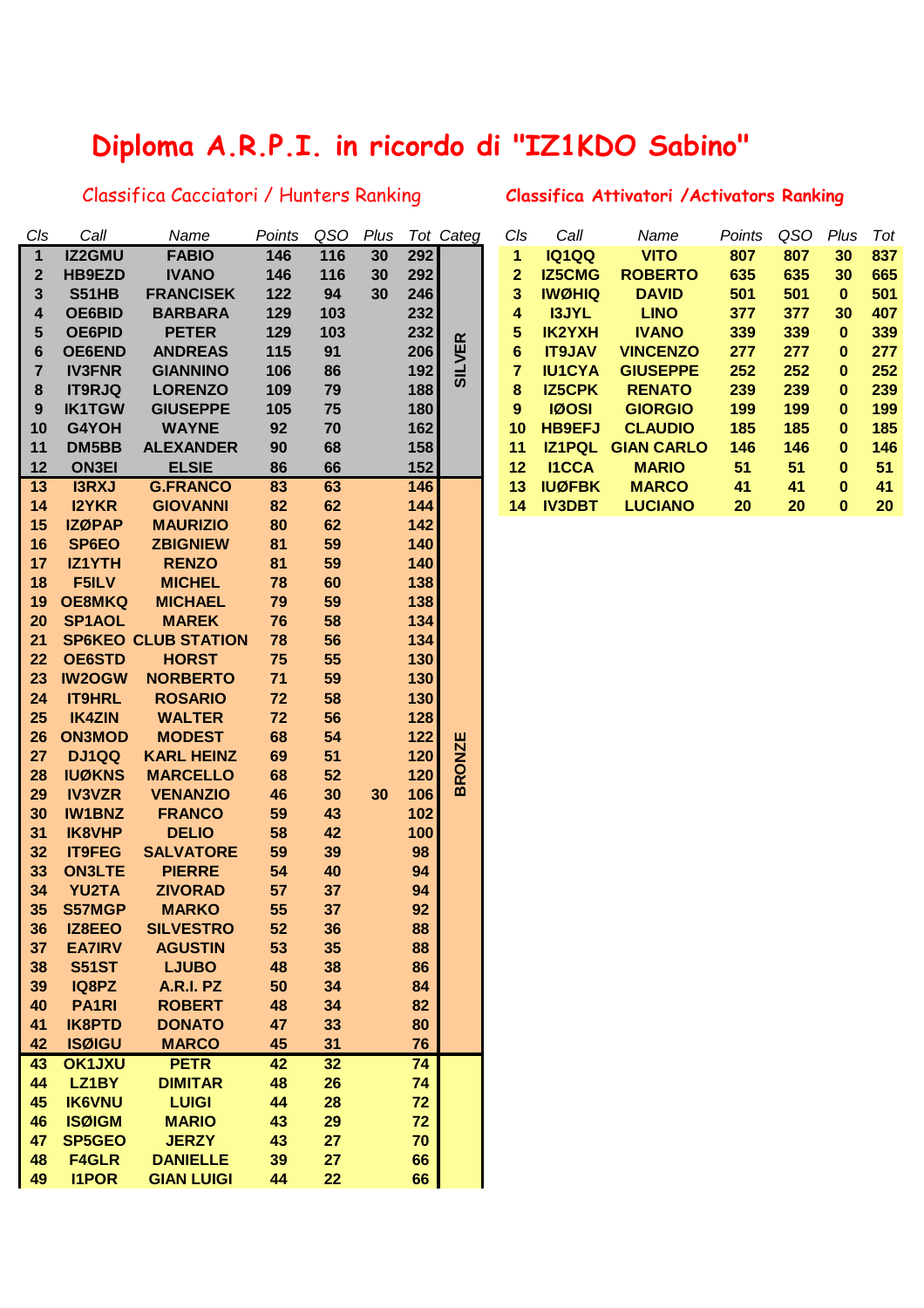# Diploma A.R.P.I. in ricordo di "IZ1KDO Sabino"

## Classifica Cacciatori / Hunters Ranking

| Cls | Call | Name | Points | QSO | Plus | Tot | Categ |
|---|---|---|---|---|---|---|---|
| 1 | IZ2GMU | FABIO | 146 | 116 | 30 | 292 | SILVER |
| 2 | HB9EZD | IVANO | 146 | 116 | 30 | 292 | SILVER |
| 3 | S51HB | FRANCISEK | 122 | 94 | 30 | 246 | SILVER |
| 4 | OE6BID | BARBARA | 129 | 103 | | 232 | SILVER |
| 5 | OE6PID | PETER | 129 | 103 | | 232 | SILVER |
| 6 | OE6END | ANDREAS | 115 | 91 | | 206 | SILVER |
| 7 | IV3FNR | GIANNINO | 106 | 86 | | 192 | SILVER |
| 8 | IT9RJQ | LORENZO | 109 | 79 | | 188 | SILVER |
| 9 | IK1TGW | GIUSEPPE | 105 | 75 | | 180 | SILVER |
| 10 | G4YOH | WAYNE | 92 | 70 | | 162 | SILVER |
| 11 | DM5BB | ALEXANDER | 90 | 68 | | 158 | SILVER |
| 12 | ON3EI | ELSIE | 86 | 66 | | 152 | SILVER |
| 13 | I3RXJ | G.FRANCO | 83 | 63 | | 146 | BRONZE |
| 14 | I2YKR | GIOVANNI | 82 | 62 | | 144 | BRONZE |
| 15 | IZØPAP | MAURIZIO | 80 | 62 | | 142 | BRONZE |
| 16 | SP6EO | ZBIGNIEW | 81 | 59 | | 140 | BRONZE |
| 17 | IZ1YTH | RENZO | 81 | 59 | | 140 | BRONZE |
| 18 | F5ILV | MICHEL | 78 | 60 | | 138 | BRONZE |
| 19 | OE8MKQ | MICHAEL | 79 | 59 | | 138 | BRONZE |
| 20 | SP1AOL | MAREK | 76 | 58 | | 134 | BRONZE |
| 21 | SP6KEO | CLUB STATION | 78 | 56 | | 134 | BRONZE |
| 22 | OE6STD | HORST | 75 | 55 | | 130 | BRONZE |
| 23 | IW2OGW | NORBERTO | 71 | 59 | | 130 | BRONZE |
| 24 | IT9HRL | ROSARIO | 72 | 58 | | 130 | BRONZE |
| 25 | IK4ZIN | WALTER | 72 | 56 | | 128 | BRONZE |
| 26 | ON3MOD | MODEST | 68 | 54 | | 122 | BRONZE |
| 27 | DJ1QQ | KARL HEINZ | 69 | 51 | | 120 | BRONZE |
| 28 | IUØKNS | MARCELLO | 68 | 52 | | 120 | BRONZE |
| 29 | IV3VZR | VENANZIO | 46 | 30 | 30 | 106 | BRONZE |
| 30 | IW1BNZ | FRANCO | 59 | 43 | | 102 | BRONZE |
| 31 | IK8VHP | DELIO | 58 | 42 | | 100 | BRONZE |
| 32 | IT9FEG | SALVATORE | 59 | 39 | | 98 | BRONZE |
| 33 | ON3LTE | PIERRE | 54 | 40 | | 94 | BRONZE |
| 34 | YU2TA | ZIVORAD | 57 | 37 | | 94 | BRONZE |
| 35 | S57MGP | MARKO | 55 | 37 | | 92 | BRONZE |
| 36 | IZ8EEO | SILVESTRO | 52 | 36 | | 88 | BRONZE |
| 37 | EA7IRV | AGUSTIN | 53 | 35 | | 88 | BRONZE |
| 38 | S51ST | LJUBO | 48 | 38 | | 86 | BRONZE |
| 39 | IQ8PZ | A.R.I. PZ | 50 | 34 | | 84 | BRONZE |
| 40 | PA1RI | ROBERT | 48 | 34 | | 82 | BRONZE |
| 41 | IK8PTD | DONATO | 47 | 33 | | 80 | BRONZE |
| 42 | ISØIGU | MARCO | 45 | 31 | | 76 | BRONZE |
| 43 | OK1JXU | PETR | 42 | 32 | | 74 | |
| 44 | LZ1BY | DIMITAR | 48 | 26 | | 74 | |
| 45 | IK6VNU | LUIGI | 44 | 28 | | 72 | |
| 46 | ISØIGM | MARIO | 43 | 29 | | 72 | |
| 47 | SP5GEO | JERZY | 43 | 27 | | 70 | |
| 48 | F4GLR | DANIELLE | 39 | 27 | | 66 | |
| 49 | I1POR | GIAN LUIGI | 44 | 22 | | 66 | |

## Classifica Attivatori / Activators Ranking

| Cls | Call | Name | Points | QSO | Plus | Tot |
|---|---|---|---|---|---|---|
| 1 | IQ1QQ | VITO | 807 | 807 | 30 | 837 |
| 2 | IZ5CMG | ROBERTO | 635 | 635 | 30 | 665 |
| 3 | IWØHIQ | DAVID | 501 | 501 | 0 | 501 |
| 4 | I3JYL | LINO | 377 | 377 | 30 | 407 |
| 5 | IK2YXH | IVANO | 339 | 339 | 0 | 339 |
| 6 | IT9JAV | VINCENZO | 277 | 277 | 0 | 277 |
| 7 | IU1CYA | GIUSEPPE | 252 | 252 | 0 | 252 |
| 8 | IZ5CPK | RENATO | 239 | 239 | 0 | 239 |
| 9 | IØOSI | GIORGIO | 199 | 199 | 0 | 199 |
| 10 | HB9EFJ | CLAUDIO | 185 | 185 | 0 | 185 |
| 11 | IZ1PQL | GIAN CARLO | 146 | 146 | 0 | 146 |
| 12 | I1CCA | MARIO | 51 | 51 | 0 | 51 |
| 13 | IUØFBK | MARCO | 41 | 41 | 0 | 41 |
| 14 | IV3DBT | LUCIANO | 20 | 20 | 0 | 20 |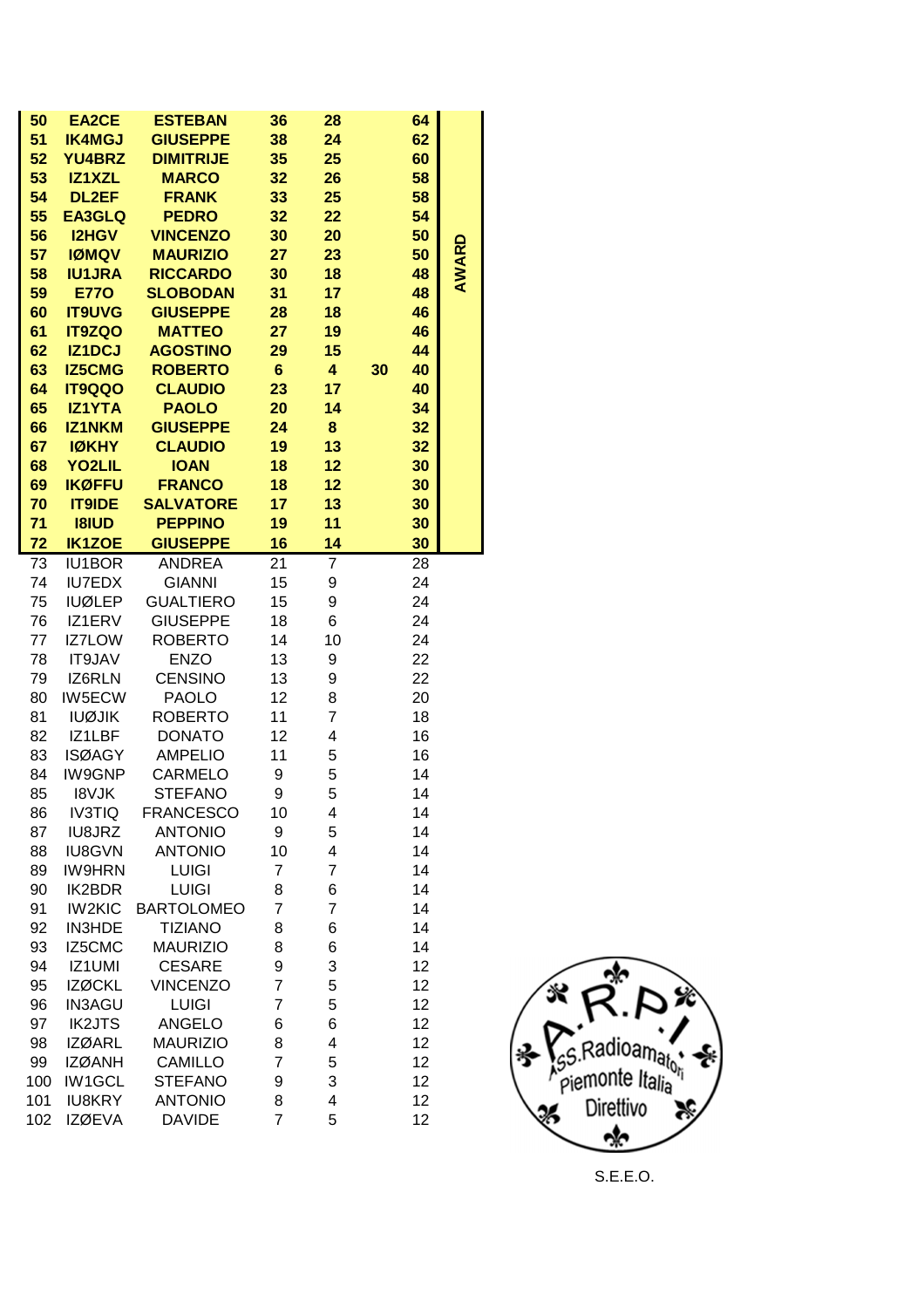| | | | | | | | |
|---|---|---|---|---|---|---|---|
| **50** | **EA2CE** | **ESTEBAN** | **36** | **28** | | **64** | **AWARD** |
| **51** | **IK4MGJ** | **GIUSEPPE** | **38** | **24** | | **62** | |
| **52** | **YU4BRZ** | **DIMITRIJE** | **35** | **25** | | **60** | |
| **53** | **IZ1XZL** | **MARCO** | **32** | **26** | | **58** | |
| **54** | **DL2EF** | **FRANK** | **33** | **25** | | **58** | |
| **55** | **EA3GLQ** | **PEDRO** | **32** | **22** | | **54** | |
| **56** | **I2HGV** | **VINCENZO** | **30** | **20** | | **50** | |
| **57** | **IØMQV** | **MAURIZIO** | **27** | **23** | | **50** | |
| **58** | **IU1JRA** | **RICCARDO** | **30** | **18** | | **48** | |
| **59** | **E77O** | **SLOBODAN** | **31** | **17** | | **48** | |
| **60** | **IT9UVG** | **GIUSEPPE** | **28** | **18** | | **46** | |
| **61** | **IT9ZQO** | **MATTEO** | **27** | **19** | | **46** | |
| **62** | **IZ1DCJ** | **AGOSTINO** | **29** | **15** | | **44** | |
| **63** | **IZ5CMG** | **ROBERTO** | **6** | **4** | **30** | **40** | |
| **64** | **IT9QQO** | **CLAUDIO** | **23** | **17** | | **40** | |
| **65** | **IZ1YTA** | **PAOLO** | **20** | **14** | | **34** | |
| **66** | **IZ1NKM** | **GIUSEPPE** | **24** | **8** | | **32** | |
| **67** | **IØKHY** | **CLAUDIO** | **19** | **13** | | **32** | |
| **68** | **YO2LIL** | **IOAN** | **18** | **12** | | **30** | |
| **69** | **IKØFFU** | **FRANCO** | **18** | **12** | | **30** | |
| **70** | **IT9IDE** | **SALVATORE** | **17** | **13** | | **30** | |
| **71** | **I8IUD** | **PEPPINO** | **19** | **11** | | **30** | |
| **72** | **IK1ZOE** | **GIUSEPPE** | **16** | **14** | | **30** | |
| 73 | IU1BOR | ANDREA | 21 | 7 | | 28 | |
| 74 | IU7EDX | GIANNI | 15 | 9 | | 24 | |
| 75 | IUØLEP | GUALTIERO | 15 | 9 | | 24 | |
| 76 | IZ1ERV | GIUSEPPE | 18 | 6 | | 24 | |
| 77 | IZ7LOW | ROBERTO | 14 | 10 | | 24 | |
| 78 | IT9JAV | ENZO | 13 | 9 | | 22 | |
| 79 | IZ6RLN | CENSINO | 13 | 9 | | 22 | |
| 80 | IW5ECW | PAOLO | 12 | 8 | | 20 | |
| 81 | IUØJIK | ROBERTO | 11 | 7 | | 18 | |
| 82 | IZ1LBF | DONATO | 12 | 4 | | 16 | |
| 83 | ISØAGY | AMPELIO | 11 | 5 | | 16 | |
| 84 | IW9GNP | CARMELO | 9 | 5 | | 14 | |
| 85 | I8VJK | STEFANO | 9 | 5 | | 14 | |
| 86 | IV3TIQ | FRANCESCO | 10 | 4 | | 14 | |
| 87 | IU8JRZ | ANTONIO | 9 | 5 | | 14 | |
| 88 | IU8GVN | ANTONIO | 10 | 4 | | 14 | |
| 89 | IW9HRN | LUIGI | 7 | 7 | | 14 | |
| 90 | IK2BDR | LUIGI | 8 | 6 | | 14 | |
| 91 | IW2KIC | BARTOLOMEO | 7 | 7 | | 14 | |
| 92 | IN3HDE | TIZIANO | 8 | 6 | | 14 | |
| 93 | IZ5CMC | MAURIZIO | 8 | 6 | | 14 | |
| 94 | IZ1UMI | CESARE | 9 | 3 | | 12 | |
| 95 | IZØCKL | VINCENZO | 7 | 5 | | 12 | |
| 96 | IN3AGU | LUIGI | 7 | 5 | | 12 | |
| 97 | IK2JTS | ANGELO | 6 | 6 | | 12 | |
| 98 | IZØARL | MAURIZIO | 8 | 4 | | 12 | |
| 99 | IZØANH | CAMILLO | 7 | 5 | | 12 | |
| 100 | IW1GCL | STEFANO | 9 | 3 | | 12 | |
| 101 | IU8KRY | ANTONIO | 8 | 4 | | 12 | |
| 102 | IZØEVA | DAVIDE | 7 | 5 | | 12 | |

A.R.P.I. Ass. Radioamatori Piemonte Italia – Direttivo

S.E.E.O.